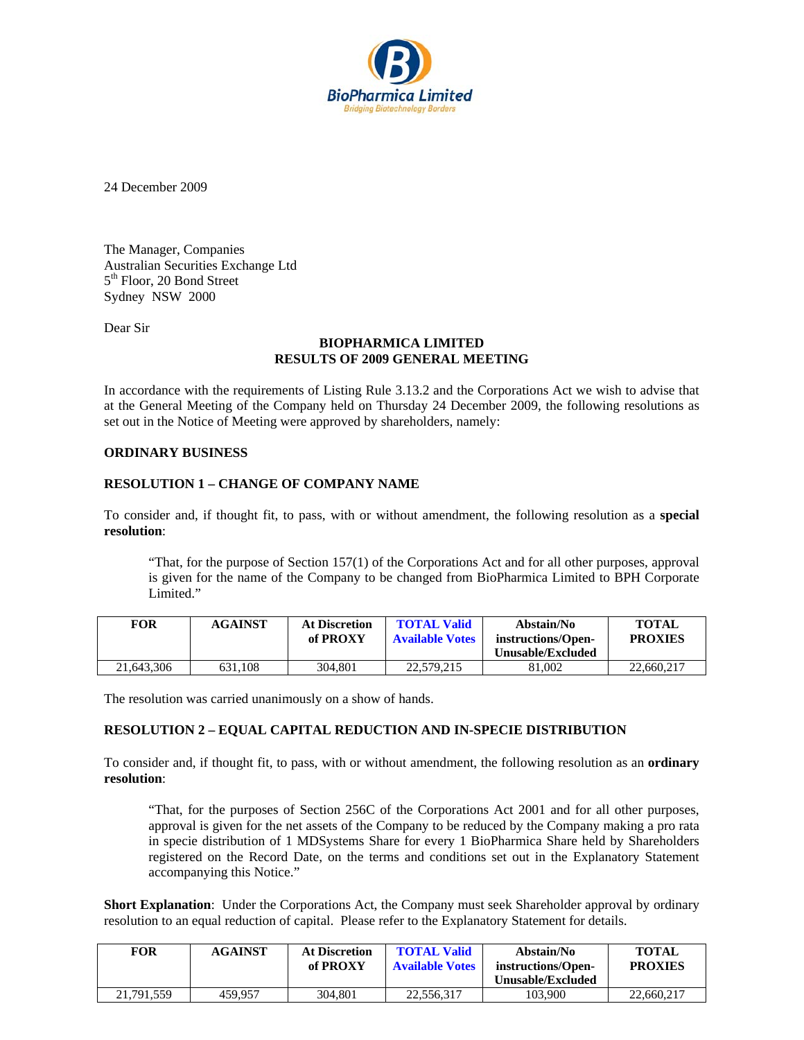24 December 2009

The Manager, Companies
Australian Securities Exchange Ltd
5th Floor, 20 Bond Street
Sydney NSW 2000

Dear Sir

**BIOPHARMICA LIMITED**
**RESULTS OF 2009 GENERAL MEETING**

In accordance with the requirements of Listing Rule 3.13.2 and the Corporations Act we wish to advise that at the General Meeting of the Company held on Thursday 24 December 2009, the following resolutions as set out in the Notice of Meeting were approved by shareholders, namely:

**ORDINARY BUSINESS**

**RESOLUTION 1 – CHANGE OF COMPANY NAME**

To consider and, if thought fit, to pass, with or without amendment, the following resolution as a **special resolution**:

> "That, for the purpose of Section 157(1) of the Corporations Act and for all other purposes, approval is given for the name of the Company to be changed from BioPharmica Limited to BPH Corporate Limited."

| FOR | AGAINST | At Discretion of PROXY | TOTAL Valid Available Votes | Abstain/No instructions/Open-Unusable/Excluded | TOTAL PROXIES |
|---|---|---|---|---|---|
| 21,643,306 | 631,108 | 304,801 | 22,579,215 | 81,002 | 22,660,217 |

The resolution was carried unanimously on a show of hands.

**RESOLUTION 2 – EQUAL CAPITAL REDUCTION AND IN-SPECIE DISTRIBUTION**

To consider and, if thought fit, to pass, with or without amendment, the following resolution as an **ordinary resolution**:

> "That, for the purposes of Section 256C of the Corporations Act 2001 and for all other purposes, approval is given for the net assets of the Company to be reduced by the Company making a pro rata in specie distribution of 1 MDSystems Share for every 1 BioPharmica Share held by Shareholders registered on the Record Date, on the terms and conditions set out in the Explanatory Statement accompanying this Notice."

**Short Explanation**: Under the Corporations Act, the Company must seek Shareholder approval by ordinary resolution to an equal reduction of capital. Please refer to the Explanatory Statement for details.

| FOR | AGAINST | At Discretion of PROXY | TOTAL Valid Available Votes | Abstain/No instructions/Open-Unusable/Excluded | TOTAL PROXIES |
|---|---|---|---|---|---|
| 21,791,559 | 459,957 | 304,801 | 22,556,317 | 103,900 | 22,660,217 |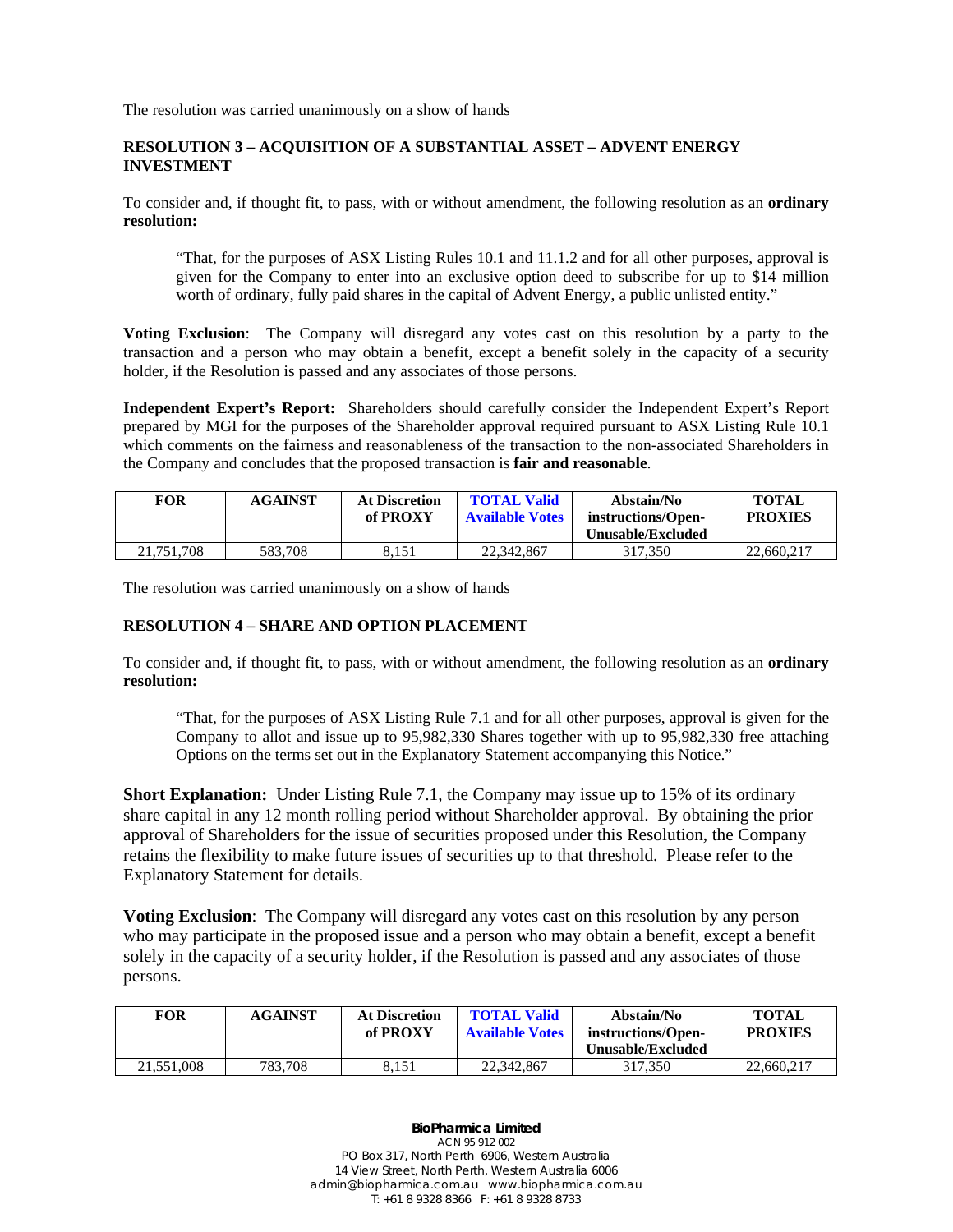The resolution was carried unanimously on a show of hands

**RESOLUTION 3 – ACQUISITION OF A SUBSTANTIAL ASSET – ADVENT ENERGY INVESTMENT**

To consider and, if thought fit, to pass, with or without amendment, the following resolution as an **ordinary resolution:**

> "That, for the purposes of ASX Listing Rules 10.1 and 11.1.2 and for all other purposes, approval is given for the Company to enter into an exclusive option deed to subscribe for up to $14 million worth of ordinary, fully paid shares in the capital of Advent Energy, a public unlisted entity."

**Voting Exclusion**: The Company will disregard any votes cast on this resolution by a party to the transaction and a person who may obtain a benefit, except a benefit solely in the capacity of a security holder, if the Resolution is passed and any associates of those persons.

**Independent Expert's Report:** Shareholders should carefully consider the Independent Expert's Report prepared by MGI for the purposes of the Shareholder approval required pursuant to ASX Listing Rule 10.1 which comments on the fairness and reasonableness of the transaction to the non-associated Shareholders in the Company and concludes that the proposed transaction is **fair and reasonable**.

| FOR | AGAINST | At Discretion of PROXY | TOTAL Valid Available Votes | Abstain/No instructions/Open-Unusable/Excluded | TOTAL PROXIES |
|---|---|---|---|---|---|
| 21,751,708 | 583,708 | 8,151 | 22,342,867 | 317,350 | 22,660,217 |

The resolution was carried unanimously on a show of hands

**RESOLUTION 4 – SHARE AND OPTION PLACEMENT**

To consider and, if thought fit, to pass, with or without amendment, the following resolution as an **ordinary resolution:**

> "That, for the purposes of ASX Listing Rule 7.1 and for all other purposes, approval is given for the Company to allot and issue up to 95,982,330 Shares together with up to 95,982,330 free attaching Options on the terms set out in the Explanatory Statement accompanying this Notice."

**Short Explanation:** Under Listing Rule 7.1, the Company may issue up to 15% of its ordinary share capital in any 12 month rolling period without Shareholder approval. By obtaining the prior approval of Shareholders for the issue of securities proposed under this Resolution, the Company retains the flexibility to make future issues of securities up to that threshold. Please refer to the Explanatory Statement for details.

**Voting Exclusion**: The Company will disregard any votes cast on this resolution by any person who may participate in the proposed issue and a person who may obtain a benefit, except a benefit solely in the capacity of a security holder, if the Resolution is passed and any associates of those persons.

| FOR | AGAINST | At Discretion of PROXY | TOTAL Valid Available Votes | Abstain/No instructions/Open-Unusable/Excluded | TOTAL PROXIES |
|---|---|---|---|---|---|
| 21,551,008 | 783,708 | 8,151 | 22,342,867 | 317,350 | 22,660,217 |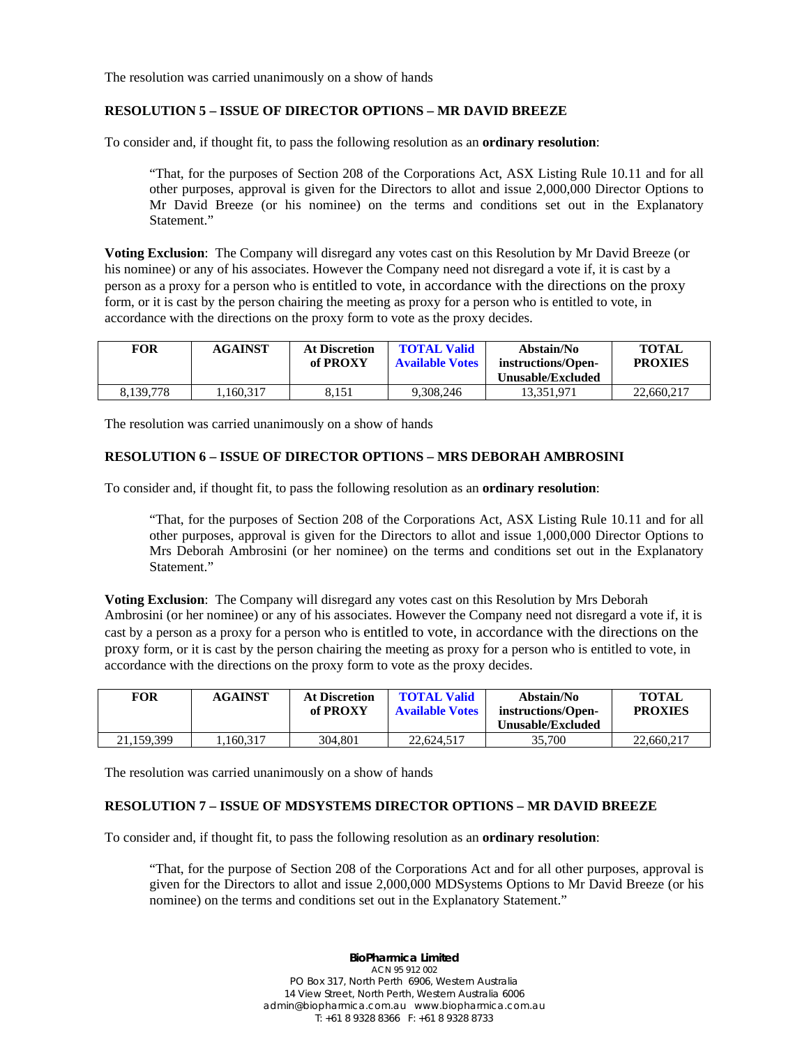The resolution was carried unanimously on a show of hands

**RESOLUTION 5 – ISSUE OF DIRECTOR OPTIONS – MR DAVID BREEZE**

To consider and, if thought fit, to pass the following resolution as an **ordinary resolution**:

> "That, for the purposes of Section 208 of the Corporations Act, ASX Listing Rule 10.11 and for all other purposes, approval is given for the Directors to allot and issue 2,000,000 Director Options to Mr David Breeze (or his nominee) on the terms and conditions set out in the Explanatory Statement."

**Voting Exclusion**: The Company will disregard any votes cast on this Resolution by Mr David Breeze (or his nominee) or any of his associates. However the Company need not disregard a vote if, it is cast by a person as a proxy for a person who is entitled to vote, in accordance with the directions on the proxy form, or it is cast by the person chairing the meeting as proxy for a person who is entitled to vote, in accordance with the directions on the proxy form to vote as the proxy decides.

| FOR | AGAINST | At Discretion of PROXY | TOTAL Valid Available Votes | Abstain/No instructions/Open-Unusable/Excluded | TOTAL PROXIES |
|---|---|---|---|---|---|
| 8,139,778 | 1,160,317 | 8,151 | 9,308,246 | 13,351,971 | 22,660,217 |

The resolution was carried unanimously on a show of hands

**RESOLUTION 6 – ISSUE OF DIRECTOR OPTIONS – MRS DEBORAH AMBROSINI**

To consider and, if thought fit, to pass the following resolution as an **ordinary resolution**:

> "That, for the purposes of Section 208 of the Corporations Act, ASX Listing Rule 10.11 and for all other purposes, approval is given for the Directors to allot and issue 1,000,000 Director Options to Mrs Deborah Ambrosini (or her nominee) on the terms and conditions set out in the Explanatory Statement."

**Voting Exclusion**: The Company will disregard any votes cast on this Resolution by Mrs Deborah Ambrosini (or her nominee) or any of his associates. However the Company need not disregard a vote if, it is cast by a person as a proxy for a person who is entitled to vote, in accordance with the directions on the proxy form, or it is cast by the person chairing the meeting as proxy for a person who is entitled to vote, in accordance with the directions on the proxy form to vote as the proxy decides.

| FOR | AGAINST | At Discretion of PROXY | TOTAL Valid Available Votes | Abstain/No instructions/Open-Unusable/Excluded | TOTAL PROXIES |
|---|---|---|---|---|---|
| 21,159,399 | 1,160,317 | 304,801 | 22,624,517 | 35,700 | 22,660,217 |

The resolution was carried unanimously on a show of hands

**RESOLUTION 7 – ISSUE OF MDSYSTEMS DIRECTOR OPTIONS – MR DAVID BREEZE**

To consider and, if thought fit, to pass the following resolution as an **ordinary resolution**:

> "That, for the purpose of Section 208 of the Corporations Act and for all other purposes, approval is given for the Directors to allot and issue 2,000,000 MDSystems Options to Mr David Breeze (or his nominee) on the terms and conditions set out in the Explanatory Statement."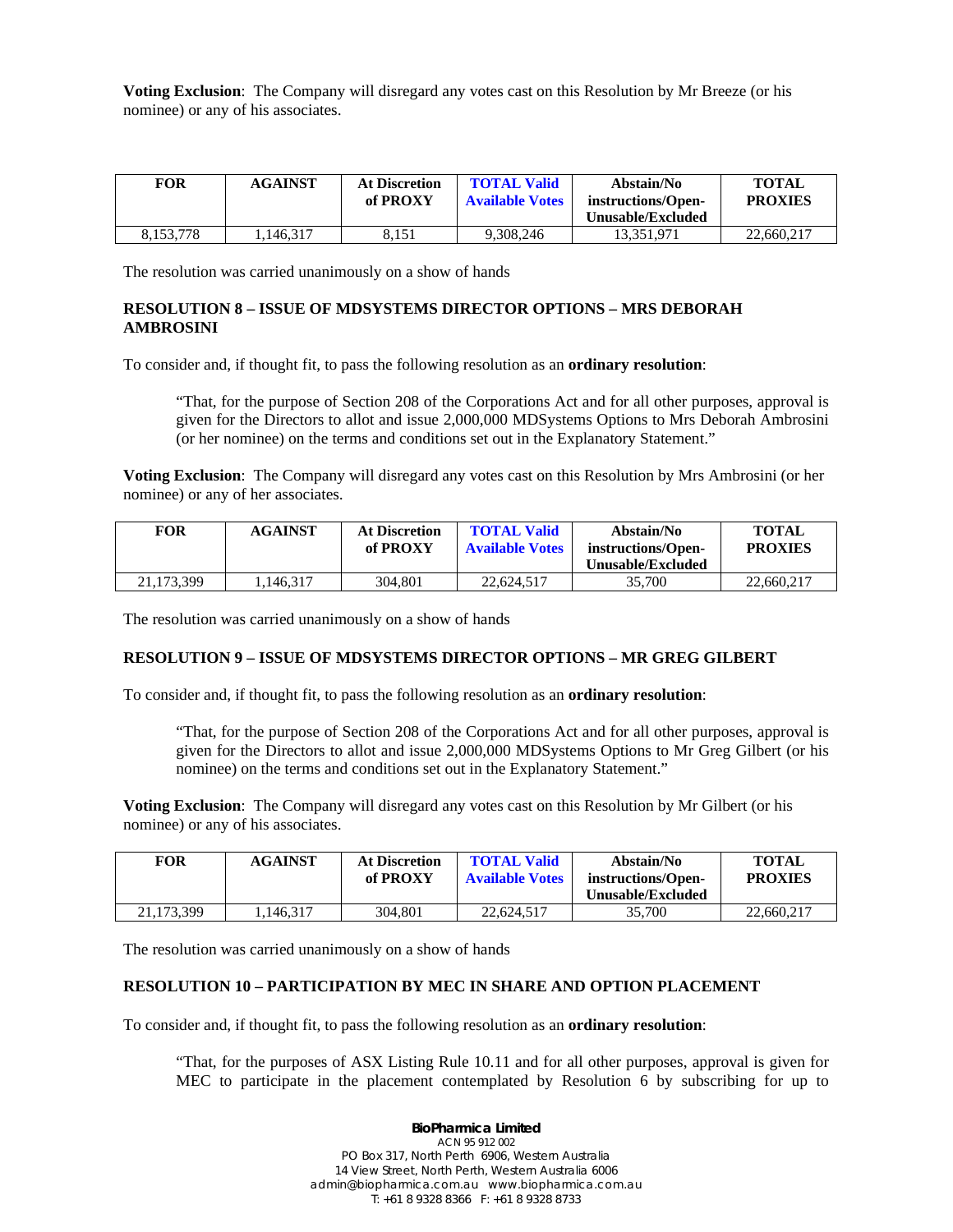**Voting Exclusion**: The Company will disregard any votes cast on this Resolution by Mr Breeze (or his nominee) or any of his associates.

| FOR | AGAINST | At Discretion of PROXY | TOTAL Valid Available Votes | Abstain/No instructions/Open-Unusable/Excluded | TOTAL PROXIES |
|---|---|---|---|---|---|
| 8,153,778 | 1,146,317 | 8,151 | 9,308,246 | 13,351,971 | 22,660,217 |

The resolution was carried unanimously on a show of hands

**RESOLUTION 8 – ISSUE OF MDSYSTEMS DIRECTOR OPTIONS – MRS DEBORAH AMBROSINI**

To consider and, if thought fit, to pass the following resolution as an **ordinary resolution**:

> "That, for the purpose of Section 208 of the Corporations Act and for all other purposes, approval is given for the Directors to allot and issue 2,000,000 MDSystems Options to Mrs Deborah Ambrosini (or her nominee) on the terms and conditions set out in the Explanatory Statement."

**Voting Exclusion**: The Company will disregard any votes cast on this Resolution by Mrs Ambrosini (or her nominee) or any of her associates.

| FOR | AGAINST | At Discretion of PROXY | TOTAL Valid Available Votes | Abstain/No instructions/Open-Unusable/Excluded | TOTAL PROXIES |
|---|---|---|---|---|---|
| 21,173,399 | 1,146,317 | 304,801 | 22,624,517 | 35,700 | 22,660,217 |

The resolution was carried unanimously on a show of hands

**RESOLUTION 9 – ISSUE OF MDSYSTEMS DIRECTOR OPTIONS – MR GREG GILBERT**

To consider and, if thought fit, to pass the following resolution as an **ordinary resolution**:

> "That, for the purpose of Section 208 of the Corporations Act and for all other purposes, approval is given for the Directors to allot and issue 2,000,000 MDSystems Options to Mr Greg Gilbert (or his nominee) on the terms and conditions set out in the Explanatory Statement."

**Voting Exclusion**: The Company will disregard any votes cast on this Resolution by Mr Gilbert (or his nominee) or any of his associates.

| FOR | AGAINST | At Discretion of PROXY | TOTAL Valid Available Votes | Abstain/No instructions/Open-Unusable/Excluded | TOTAL PROXIES |
|---|---|---|---|---|---|
| 21,173,399 | 1,146,317 | 304,801 | 22,624,517 | 35,700 | 22,660,217 |

The resolution was carried unanimously on a show of hands

**RESOLUTION 10 – PARTICIPATION BY MEC IN SHARE AND OPTION PLACEMENT**

To consider and, if thought fit, to pass the following resolution as an **ordinary resolution**:

> "That, for the purposes of ASX Listing Rule 10.11 and for all other purposes, approval is given for MEC to participate in the placement contemplated by Resolution 6 by subscribing for up to

**BioPharmica Limited**
ACN 95 912 002
PO Box 317, North Perth 6906, Western Australia
14 View Street, North Perth, Western Australia 6006
admin@biopharmica.com.au www.biopharmica.com.au
T: +61 8 9328 8366 F: +61 8 9328 8733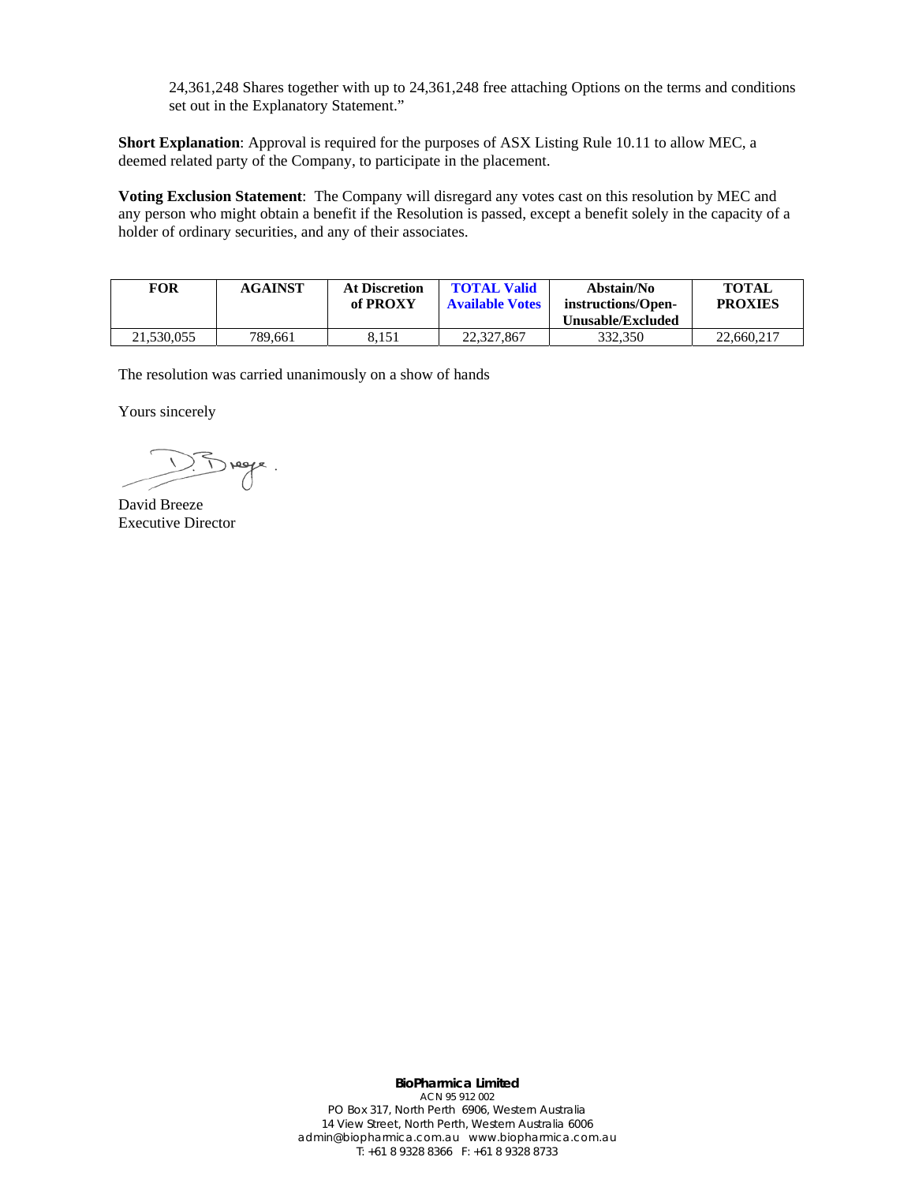24,361,248 Shares together with up to 24,361,248 free attaching Options on the terms and conditions set out in the Explanatory Statement."

**Short Explanation**: Approval is required for the purposes of ASX Listing Rule 10.11 to allow MEC, a deemed related party of the Company, to participate in the placement.

**Voting Exclusion Statement**: The Company will disregard any votes cast on this resolution by MEC and any person who might obtain a benefit if the Resolution is passed, except a benefit solely in the capacity of a holder of ordinary securities, and any of their associates.

| FOR | AGAINST | At Discretion of PROXY | TOTAL Valid Available Votes | Abstain/No instructions/Open-Unusable/Excluded | TOTAL PROXIES |
|---|---|---|---|---|---|
| 21,530,055 | 789,661 | 8,151 | 22,327,867 | 332,350 | 22,660,217 |

The resolution was carried unanimously on a show of hands

Yours sincerely

David Breeze
Executive Director

**BioPharmica Limited**
ACN 95 912 002
PO Box 317, North Perth 6906, Western Australia
14 View Street, North Perth, Western Australia 6006
admin@biopharmica.com.au www.biopharmica.com.au
T: +61 8 9328 8366 F: +61 8 9328 8733